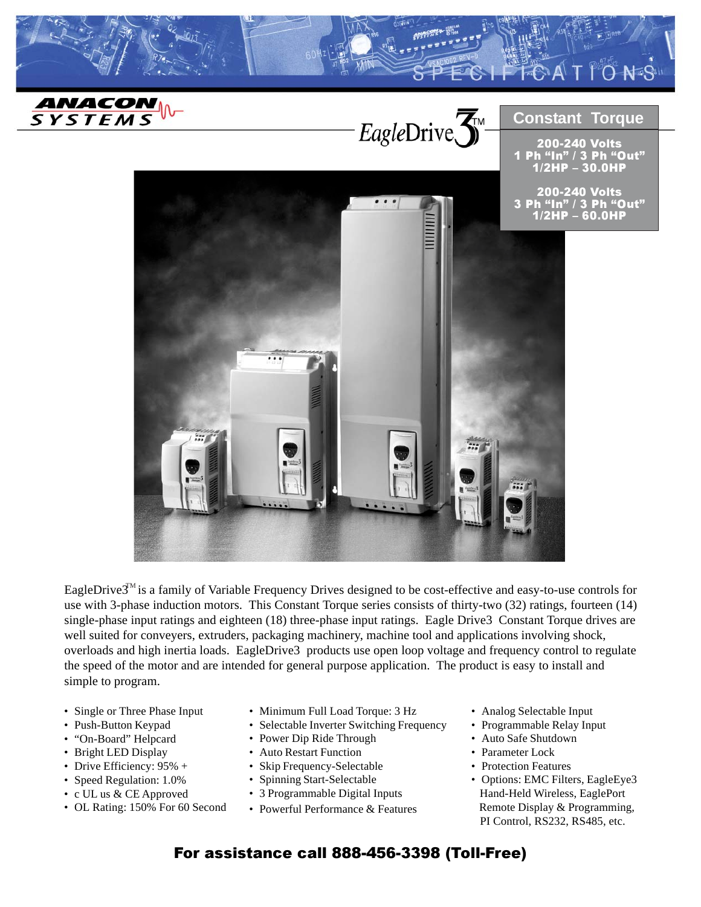# SPECIFICATIONS

**ANACON SYSTEMS**

## EagleDrive3™

### Constant Torque

**200-240 Volts**
**1 Ph "In" / 3 Ph "Out"**
**1/2HP – 30.0HP**

**200-240 Volts**
**3 Ph "In" / 3 Ph "Out"**
**1/2HP – 60.0HP**

EagleDrive3™ is a family of Variable Frequency Drives designed to be cost-effective and easy-to-use controls for use with 3-phase induction motors. This Constant Torque series consists of thirty-two (32) ratings, fourteen (14) single-phase input ratings and eighteen (18) three-phase input ratings. Eagle Drive3 Constant Torque drives are well suited for conveyers, extruders, packaging machinery, machine tool and applications involving shock, overloads and high inertia loads. EagleDrive3 products use open loop voltage and frequency control to regulate the speed of the motor and are intended for general purpose application. The product is easy to install and simple to program.

- Single or Three Phase Input
- Push-Button Keypad
- "On-Board" Helpcard
- Bright LED Display
- Drive Efficiency: 95% +
- Speed Regulation: 1.0%
- c UL us & CE Approved
- OL Rating: 150% For 60 Second
- Minimum Full Load Torque: 3 Hz
- Selectable Inverter Switching Frequency
- Power Dip Ride Through
- Auto Restart Function
- Skip Frequency-Selectable
- Spinning Start-Selectable
- 3 Programmable Digital Inputs
- Powerful Performance & Features
- Analog Selectable Input
- Programmable Relay Input
- Auto Safe Shutdown
- Parameter Lock
- Protection Features
- Options: EMC Filters, EagleEye3 Hand-Held Wireless, EaglePort Remote Display & Programming, PI Control, RS232, RS485, etc.

**For assistance call 888-456-3398 (Toll-Free)**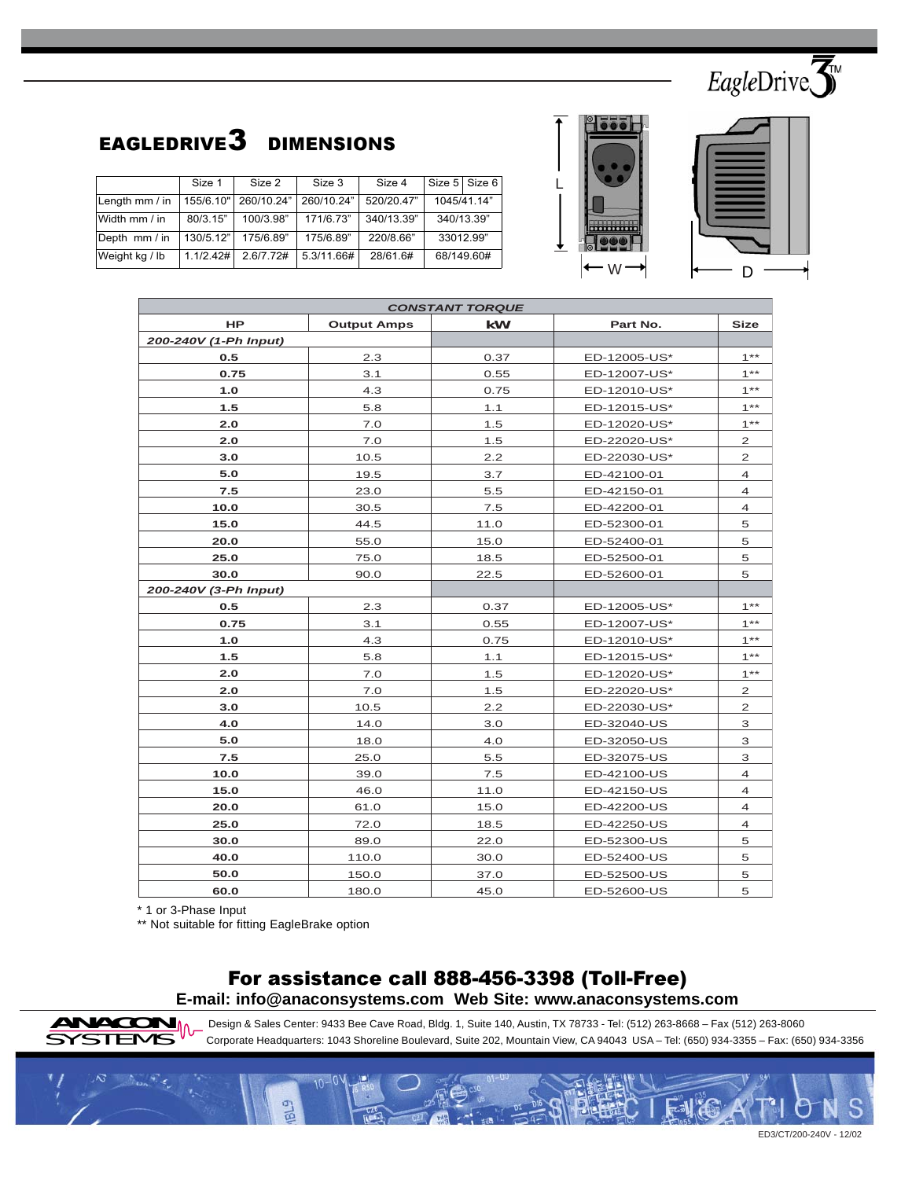EagleDrive3™

# EAGLEDRIVE3 DIMENSIONS

| | Size 1 | Size 2 | Size 3 | Size 4 | Size 5 | Size 6 |
|---|---|---|---|---|---|---|
| Length mm / in | 155/6.10" | 260/10.24" | 260/10.24" | 520/20.47" | 1045/41.14" | |
| Width mm / in | 80/3.15" | 100/3.98" | 171/6.73" | 340/13.39" | 340/13.39" | |
| Depth mm / in | 130/5.12" | 175/6.89" | 175/6.89" | 220/8.66" | 33012.99" | |
| Weight kg / lb | 1.1/2.42# | 2.6/7.72# | 5.3/11.66# | 28/61.6# | 68/149.60# | |

L

W

D

| CONSTANT TORQUE | | | | |
|---|---|---|---|---|
| **HP** | **Output Amps** | **kW** | **Part No.** | **Size** |
| ***200-240V (1-Ph Input)*** | | | | |
| **0.5** | 2.3 | 0.37 | ED-12005-US* | 1** |
| **0.75** | 3.1 | 0.55 | ED-12007-US* | 1** |
| **1.0** | 4.3 | 0.75 | ED-12010-US* | 1** |
| **1.5** | 5.8 | 1.1 | ED-12015-US* | 1** |
| **2.0** | 7.0 | 1.5 | ED-12020-US* | 1** |
| **2.0** | 7.0 | 1.5 | ED-22020-US* | 2 |
| **3.0** | 10.5 | 2.2 | ED-22030-US* | 2 |
| **5.0** | 19.5 | 3.7 | ED-42100-01 | 4 |
| **7.5** | 23.0 | 5.5 | ED-42150-01 | 4 |
| **10.0** | 30.5 | 7.5 | ED-42200-01 | 4 |
| **15.0** | 44.5 | 11.0 | ED-52300-01 | 5 |
| **20.0** | 55.0 | 15.0 | ED-52400-01 | 5 |
| **25.0** | 75.0 | 18.5 | ED-52500-01 | 5 |
| **30.0** | 90.0 | 22.5 | ED-52600-01 | 5 |
| ***200-240V (3-Ph Input)*** | | | | |
| **0.5** | 2.3 | 0.37 | ED-12005-US* | 1** |
| **0.75** | 3.1 | 0.55 | ED-12007-US* | 1** |
| **1.0** | 4.3 | 0.75 | ED-12010-US* | 1** |
| **1.5** | 5.8 | 1.1 | ED-12015-US* | 1** |
| **2.0** | 7.0 | 1.5 | ED-12020-US* | 1** |
| **2.0** | 7.0 | 1.5 | ED-22020-US* | 2 |
| **3.0** | 10.5 | 2.2 | ED-22030-US* | 2 |
| **4.0** | 14.0 | 3.0 | ED-32040-US | 3 |
| **5.0** | 18.0 | 4.0 | ED-32050-US | 3 |
| **7.5** | 25.0 | 5.5 | ED-32075-US | 3 |
| **10.0** | 39.0 | 7.5 | ED-42100-US | 4 |
| **15.0** | 46.0 | 11.0 | ED-42150-US | 4 |
| **20.0** | 61.0 | 15.0 | ED-42200-US | 4 |
| **25.0** | 72.0 | 18.5 | ED-42250-US | 4 |
| **30.0** | 89.0 | 22.0 | ED-52300-US | 5 |
| **40.0** | 110.0 | 30.0 | ED-52400-US | 5 |
| **50.0** | 150.0 | 37.0 | ED-52500-US | 5 |
| **60.0** | 180.0 | 45.0 | ED-52600-US | 5 |

\* 1 or 3-Phase Input

\*\* Not suitable for fitting EagleBrake option

## For assistance call 888-456-3398 (Toll-Free)

**E-mail: info@anaconsystems.com Web Site: www.anaconsystems.com**

ANACON SYSTEMS

Design & Sales Center: 9433 Bee Cave Road, Bldg. 1, Suite 140, Austin, TX 78733 - Tel: (512) 263-8668 – Fax (512) 263-8060

Corporate Headquarters: 1043 Shoreline Boulevard, Suite 202, Mountain View, CA 94043 USA – Tel: (650) 934-3355 – Fax: (650) 934-3356

SPECIFICATIONS

ED3/CT/200-240V - 12/02